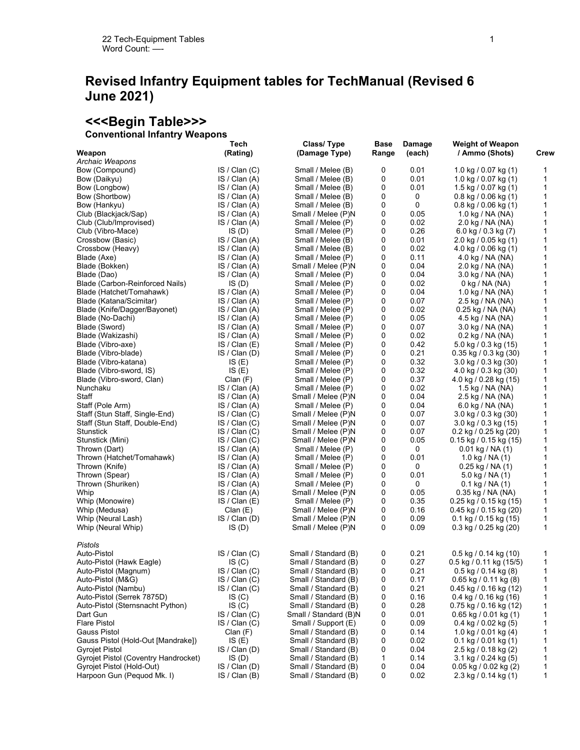# Revised Infantry Equipment tables for TechManual (Revised 6 June 2021)

## <<<Begin Table>>>

### Conventional Infantry Weapons

| Weapon | Tech (Rating) | Class/ Type (Damage Type) | Base Range | Damage (each) | Weight of Weapon / Ammo (Shots) | Crew |
|---|---|---|---|---|---|---|
| *Archaic Weapons* | | | | | | |
| Bow (Compound) | IS / Clan (C) | Small / Melee (B) | 0 | 0.01 | 1.0 kg / 0.07 kg (1) | 1 |
| Bow (Daikyu) | IS / Clan (A) | Small / Melee (B) | 0 | 0.01 | 1.0 kg / 0.07 kg (1) | 1 |
| Bow (Longbow) | IS / Clan (A) | Small / Melee (B) | 0 | 0.01 | 1.5 kg / 0.07 kg (1) | 1 |
| Bow (Shortbow) | IS / Clan (A) | Small / Melee (B) | 0 | 0 | 0.8 kg / 0.06 kg (1) | 1 |
| Bow (Hankyu) | IS / Clan (A) | Small / Melee (B) | 0 | 0 | 0.8 kg / 0.06 kg (1) | 1 |
| Club (Blackjack/Sap) | IS / Clan (A) | Small / Melee (P)N | 0 | 0.05 | 1.0 kg / NA (NA) | 1 |
| Club (Club/Improvised) | IS / Clan (A) | Small / Melee (P) | 0 | 0.02 | 2.0 kg / NA (NA) | 1 |
| Club (Vibro-Mace) | IS (D) | Small / Melee (P) | 0 | 0.26 | 6.0 kg / 0.3 kg (7) | 1 |
| Crossbow (Basic) | IS / Clan (A) | Small / Melee (B) | 0 | 0.01 | 2.0 kg / 0.05 kg (1) | 1 |
| Crossbow (Heavy) | IS / Clan (A) | Small / Melee (B) | 0 | 0.02 | 4.0 kg / 0.06 kg (1) | 1 |
| Blade (Axe) | IS / Clan (A) | Small / Melee (P) | 0 | 0.11 | 4.0 kg / NA (NA) | 1 |
| Blade (Bokken) | IS / Clan (A) | Small / Melee (P)N | 0 | 0.04 | 2.0 kg / NA (NA) | 1 |
| Blade (Dao) | IS / Clan (A) | Small / Melee (P) | 0 | 0.04 | 3.0 kg / NA (NA) | 1 |
| Blade (Carbon-Reinforced Nails) | IS (D) | Small / Melee (P) | 0 | 0.02 | 0 kg / NA (NA) | 1 |
| Blade (Hatchet/Tomahawk) | IS / Clan (A) | Small / Melee (P) | 0 | 0.04 | 1.0 kg / NA (NA) | 1 |
| Blade (Katana/Scimitar) | IS / Clan (A) | Small / Melee (P) | 0 | 0.07 | 2.5 kg / NA (NA) | 1 |
| Blade (Knife/Dagger/Bayonet) | IS / Clan (A) | Small / Melee (P) | 0 | 0.02 | 0.25 kg / NA (NA) | 1 |
| Blade (No-Dachi) | IS / Clan (A) | Small / Melee (P) | 0 | 0.05 | 4.5 kg / NA (NA) | 1 |
| Blade (Sword) | IS / Clan (A) | Small / Melee (P) | 0 | 0.07 | 3.0 kg / NA (NA) | 1 |
| Blade (Wakizashi) | IS / Clan (A) | Small / Melee (P) | 0 | 0.02 | 0.2 kg / NA (NA) | 1 |
| Blade (Vibro-axe) | IS / Clan (E) | Small / Melee (P) | 0 | 0.42 | 5.0 kg / 0.3 kg (15) | 1 |
| Blade (Vibro-blade) | IS / Clan (D) | Small / Melee (P) | 0 | 0.21 | 0.35 kg / 0.3 kg (30) | 1 |
| Blade (Vibro-katana) | IS (E) | Small / Melee (P) | 0 | 0.32 | 3.0 kg / 0.3 kg (30) | 1 |
| Blade (Vibro-sword, IS) | IS (E) | Small / Melee (P) | 0 | 0.32 | 4.0 kg / 0.3 kg (30) | 1 |
| Blade (Vibro-sword, Clan) | Clan (F) | Small / Melee (P) | 0 | 0.37 | 4.0 kg / 0.28 kg (15) | 1 |
| Nunchaku | IS / Clan (A) | Small / Melee (P) | 0 | 0.02 | 1.5 kg / NA (NA) | 1 |
| Staff | IS / Clan (A) | Small / Melee (P)N | 0 | 0.04 | 2.5 kg / NA (NA) | 1 |
| Staff (Pole Arm) | IS / Clan (A) | Small / Melee (P) | 0 | 0.04 | 6.0 kg / NA (NA) | 1 |
| Staff (Stun Staff, Single-End) | IS / Clan (C) | Small / Melee (P)N | 0 | 0.07 | 3.0 kg / 0.3 kg (30) | 1 |
| Staff (Stun Staff, Double-End) | IS / Clan (C) | Small / Melee (P)N | 0 | 0.07 | 3.0 kg / 0.3 kg (15) | 1 |
| Stunstick | IS / Clan (C) | Small / Melee (P)N | 0 | 0.07 | 0.2 kg / 0.25 kg (20) | 1 |
| Stunstick (Mini) | IS / Clan (C) | Small / Melee (P)N | 0 | 0.05 | 0.15 kg / 0.15 kg (15) | 1 |
| Thrown (Dart) | IS / Clan (A) | Small / Melee (P) | 0 | 0 | 0.01 kg / NA (1) | 1 |
| Thrown (Hatchet/Tomahawk) | IS / Clan (A) | Small / Melee (P) | 0 | 0.01 | 1.0 kg / NA (1) | 1 |
| Thrown (Knife) | IS / Clan (A) | Small / Melee (P) | 0 | 0 | 0.25 kg / NA (1) | 1 |
| Thrown (Spear) | IS / Clan (A) | Small / Melee (P) | 0 | 0.01 | 5.0 kg / NA (1) | 1 |
| Thrown (Shuriken) | IS / Clan (A) | Small / Melee (P) | 0 | 0 | 0.1 kg / NA (1) | 1 |
| Whip | IS / Clan (A) | Small / Melee (P)N | 0 | 0.05 | 0.35 kg / NA (NA) | 1 |
| Whip (Monowire) | IS / Clan (E) | Small / Melee (P) | 0 | 0.35 | 0.25 kg / 0.15 kg (15) | 1 |
| Whip (Medusa) | Clan (E) | Small / Melee (P)N | 0 | 0.16 | 0.45 kg / 0.15 kg (20) | 1 |
| Whip (Neural Lash) | IS / Clan (D) | Small / Melee (P)N | 0 | 0.09 | 0.1 kg / 0.15 kg (15) | 1 |
| Whip (Neural Whip) | IS (D) | Small / Melee (P)N | 0 | 0.09 | 0.3 kg / 0.25 kg (20) | 1 |
| *Pistols* | | | | | | |
| Auto-Pistol | IS / Clan (C) | Small / Standard (B) | 0 | 0.21 | 0.5 kg / 0.14 kg (10) | 1 |
| Auto-Pistol (Hawk Eagle) | IS (C) | Small / Standard (B) | 0 | 0.27 | 0.5 kg / 0.11 kg (15/5) | 1 |
| Auto-Pistol (Magnum) | IS / Clan (C) | Small / Standard (B) | 0 | 0.21 | 0.5 kg / 0.14 kg (8) | 1 |
| Auto-Pistol (M&G) | IS / Clan (C) | Small / Standard (B) | 0 | 0.17 | 0.65 kg / 0.11 kg (8) | 1 |
| Auto-Pistol (Nambu) | IS / Clan (C) | Small / Standard (B) | 0 | 0.21 | 0.45 kg / 0.16 kg (12) | 1 |
| Auto-Pistol (Serrek 7875D) | IS (C) | Small / Standard (B) | 0 | 0.16 | 0.4 kg / 0.16 kg (16) | 1 |
| Auto-Pistol (Sternsnacht Python) | IS (C) | Small / Standard (B) | 0 | 0.28 | 0.75 kg / 0.16 kg (12) | 1 |
| Dart Gun | IS / Clan (C) | Small / Standard (B)N | 0 | 0.01 | 0.65 kg / 0.01 kg (1) | 1 |
| Flare Pistol | IS / Clan (C) | Small / Support (E) | 0 | 0.09 | 0.4 kg / 0.02 kg (5) | 1 |
| Gauss Pistol | Clan (F) | Small / Standard (B) | 0 | 0.14 | 1.0 kg / 0.01 kg (4) | 1 |
| Gauss Pistol (Hold-Out [Mandrake]) | IS (E) | Small / Standard (B) | 0 | 0.02 | 0.1 kg / 0.01 kg (1) | 1 |
| Gyrojet Pistol | IS / Clan (D) | Small / Standard (B) | 0 | 0.04 | 2.5 kg / 0.18 kg (2) | 1 |
| Gyrojet Pistol (Coventry Handrocket) | IS (D) | Small / Standard (B) | 1 | 0.14 | 3.1 kg / 0.24 kg (5) | 1 |
| Gyrojet Pistol (Hold-Out) | IS / Clan (D) | Small / Standard (B) | 0 | 0.04 | 0.05 kg / 0.02 kg (2) | 1 |
| Harpoon Gun (Pequod Mk. I) | IS / Clan (B) | Small / Standard (B) | 0 | 0.02 | 2.3 kg / 0.14 kg (1) | 1 |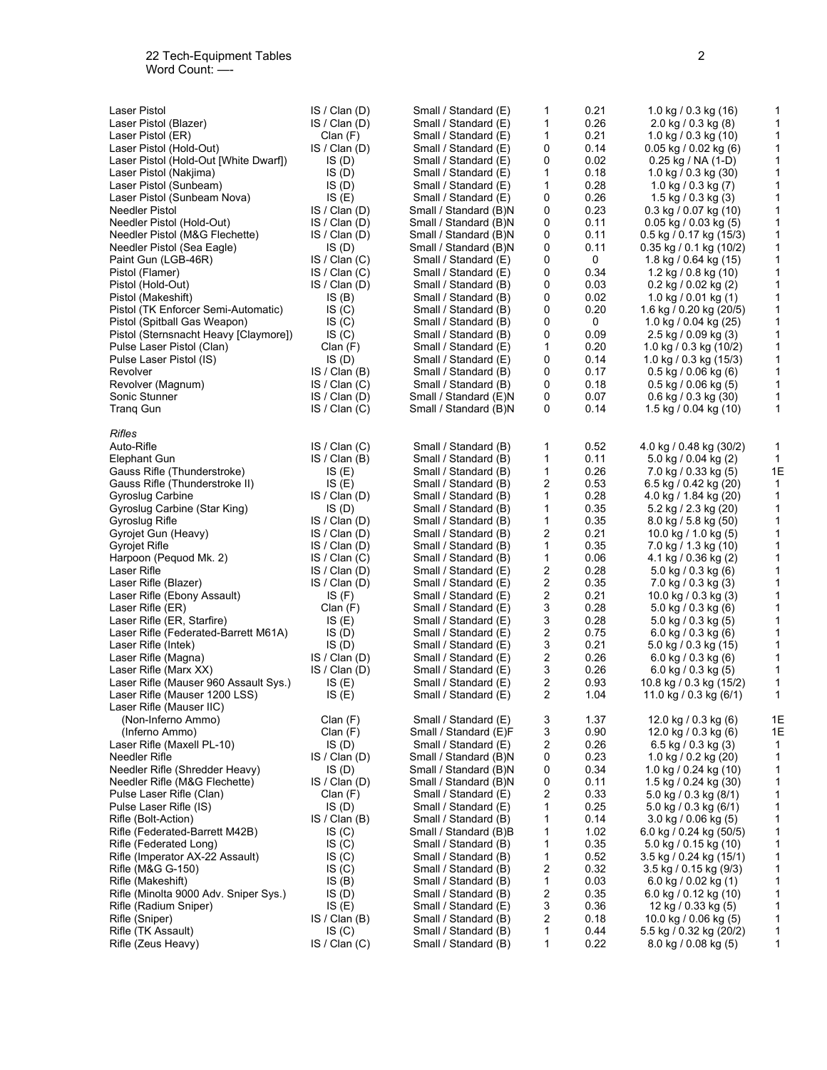| | | | | | | |
|---|---|---|---|---|---|---|
| Laser Pistol | IS / Clan (D) | Small / Standard (E) | 1 | 0.21 | 1.0 kg / 0.3 kg (16) | 1 |
| Laser Pistol (Blazer) | IS / Clan (D) | Small / Standard (E) | 1 | 0.26 | 2.0 kg / 0.3 kg (8) | 1 |
| Laser Pistol (ER) | Clan (F) | Small / Standard (E) | 1 | 0.21 | 1.0 kg / 0.3 kg (10) | 1 |
| Laser Pistol (Hold-Out) | IS / Clan (D) | Small / Standard (E) | 0 | 0.14 | 0.05 kg / 0.02 kg (6) | 1 |
| Laser Pistol (Hold-Out [White Dwarf]) | IS (D) | Small / Standard (E) | 0 | 0.02 | 0.25 kg / NA (1-D) | 1 |
| Laser Pistol (Nakjima) | IS (D) | Small / Standard (E) | 1 | 0.18 | 1.0 kg / 0.3 kg (30) | 1 |
| Laser Pistol (Sunbeam) | IS (D) | Small / Standard (E) | 1 | 0.28 | 1.0 kg / 0.3 kg (7) | 1 |
| Laser Pistol (Sunbeam Nova) | IS (E) | Small / Standard (E) | 0 | 0.26 | 1.5 kg / 0.3 kg (3) | 1 |
| Needler Pistol | IS / Clan (D) | Small / Standard (B)N | 0 | 0.23 | 0.3 kg / 0.07 kg (10) | 1 |
| Needler Pistol (Hold-Out) | IS / Clan (D) | Small / Standard (B)N | 0 | 0.11 | 0.05 kg / 0.03 kg (5) | 1 |
| Needler Pistol (M&G Flechette) | IS / Clan (D) | Small / Standard (B)N | 0 | 0.11 | 0.5 kg / 0.17 kg (15/3) | 1 |
| Needler Pistol (Sea Eagle) | IS (D) | Small / Standard (B)N | 0 | 0.11 | 0.35 kg / 0.1 kg (10/2) | 1 |
| Paint Gun (LGB-46R) | IS / Clan (C) | Small / Standard (E) | 0 | 0 | 1.8 kg / 0.64 kg (15) | 1 |
| Pistol (Flamer) | IS / Clan (C) | Small / Standard (E) | 0 | 0.34 | 1.2 kg / 0.8 kg (10) | 1 |
| Pistol (Hold-Out) | IS / Clan (D) | Small / Standard (B) | 0 | 0.03 | 0.2 kg / 0.02 kg (2) | 1 |
| Pistol (Makeshift) | IS (B) | Small / Standard (B) | 0 | 0.02 | 1.0 kg / 0.01 kg (1) | 1 |
| Pistol (TK Enforcer Semi-Automatic) | IS (C) | Small / Standard (B) | 0 | 0.20 | 1.6 kg / 0.20 kg (20/5) | 1 |
| Pistol (Spitball Gas Weapon) | IS (C) | Small / Standard (B) | 0 | 0 | 1.0 kg / 0.04 kg (25) | 1 |
| Pistol (Sternsnacht Heavy [Claymore]) | IS (C) | Small / Standard (B) | 0 | 0.09 | 2.5 kg / 0.09 kg (3) | 1 |
| Pulse Laser Pistol (Clan) | Clan (F) | Small / Standard (E) | 1 | 0.20 | 1.0 kg / 0.3 kg (10/2) | 1 |
| Pulse Laser Pistol (IS) | IS (D) | Small / Standard (E) | 0 | 0.14 | 1.0 kg / 0.3 kg (15/3) | 1 |
| Revolver | IS / Clan (B) | Small / Standard (B) | 0 | 0.17 | 0.5 kg / 0.06 kg (6) | 1 |
| Revolver (Magnum) | IS / Clan (C) | Small / Standard (B) | 0 | 0.18 | 0.5 kg / 0.06 kg (5) | 1 |
| Sonic Stunner | IS / Clan (D) | Small / Standard (E)N | 0 | 0.07 | 0.6 kg / 0.3 kg (30) | 1 |
| Tranq Gun | IS / Clan (C) | Small / Standard (B)N | 0 | 0.14 | 1.5 kg / 0.04 kg (10) | 1 |
| *Rifles* | | | | | | |
| Auto-Rifle | IS / Clan (C) | Small / Standard (B) | 1 | 0.52 | 4.0 kg / 0.48 kg (30/2) | 1 |
| Elephant Gun | IS / Clan (B) | Small / Standard (B) | 1 | 0.11 | 5.0 kg / 0.04 kg (2) | 1 |
| Gauss Rifle (Thunderstroke) | IS (E) | Small / Standard (B) | 1 | 0.26 | 7.0 kg / 0.33 kg (5) | 1E |
| Gauss Rifle (Thunderstroke II) | IS (E) | Small / Standard (B) | 2 | 0.53 | 6.5 kg / 0.42 kg (20) | 1 |
| Gyroslug Carbine | IS / Clan (D) | Small / Standard (B) | 1 | 0.28 | 4.0 kg / 1.84 kg (20) | 1 |
| Gyroslug Carbine (Star King) | IS (D) | Small / Standard (B) | 1 | 0.35 | 5.2 kg / 2.3 kg (20) | 1 |
| Gyroslug Rifle | IS / Clan (D) | Small / Standard (B) | 1 | 0.35 | 8.0 kg / 5.8 kg (50) | 1 |
| Gyrojet Gun (Heavy) | IS / Clan (D) | Small / Standard (B) | 2 | 0.21 | 10.0 kg / 1.0 kg (5) | 1 |
| Gyrojet Rifle | IS / Clan (D) | Small / Standard (B) | 1 | 0.35 | 7.0 kg / 1.3 kg (10) | 1 |
| Harpoon (Pequod Mk. 2) | IS / Clan (C) | Small / Standard (B) | 1 | 0.06 | 4.1 kg / 0.36 kg (2) | 1 |
| Laser Rifle | IS / Clan (D) | Small / Standard (E) | 2 | 0.28 | 5.0 kg / 0.3 kg (6) | 1 |
| Laser Rifle (Blazer) | IS / Clan (D) | Small / Standard (E) | 2 | 0.35 | 7.0 kg / 0.3 kg (3) | 1 |
| Laser Rifle (Ebony Assault) | IS (F) | Small / Standard (E) | 2 | 0.21 | 10.0 kg / 0.3 kg (3) | 1 |
| Laser Rifle (ER) | Clan (F) | Small / Standard (E) | 3 | 0.28 | 5.0 kg / 0.3 kg (6) | 1 |
| Laser Rifle (ER, Starfire) | IS (E) | Small / Standard (E) | 3 | 0.28 | 5.0 kg / 0.3 kg (5) | 1 |
| Laser Rifle (Federated-Barrett M61A) | IS (D) | Small / Standard (E) | 2 | 0.75 | 6.0 kg / 0.3 kg (6) | 1 |
| Laser Rifle (Intek) | IS (D) | Small / Standard (E) | 3 | 0.21 | 5.0 kg / 0.3 kg (15) | 1 |
| Laser Rifle (Magna) | IS / Clan (D) | Small / Standard (E) | 2 | 0.26 | 6.0 kg / 0.3 kg (6) | 1 |
| Laser Rifle (Marx XX) | IS / Clan (D) | Small / Standard (E) | 3 | 0.26 | 6.0 kg / 0.3 kg (5) | 1 |
| Laser Rifle (Mauser 960 Assault Sys.) | IS (E) | Small / Standard (E) | 2 | 0.93 | 10.8 kg / 0.3 kg (15/2) | 1 |
| Laser Rifle (Mauser 1200 LSS) | IS (E) | Small / Standard (E) | 2 | 1.04 | 11.0 kg / 0.3 kg (6/1) | 1 |
| Laser Rifle (Mauser IIC) | | | | | | |
| (Non-Inferno Ammo) | Clan (F) | Small / Standard (E) | 3 | 1.37 | 12.0 kg / 0.3 kg (6) | 1E |
| (Inferno Ammo) | Clan (F) | Small / Standard (E)F | 3 | 0.90 | 12.0 kg / 0.3 kg (6) | 1E |
| Laser Rifle (Maxell PL-10) | IS (D) | Small / Standard (E) | 2 | 0.26 | 6.5 kg / 0.3 kg (3) | 1 |
| Needler Rifle | IS / Clan (D) | Small / Standard (B)N | 0 | 0.23 | 1.0 kg / 0.2 kg (20) | 1 |
| Needler Rifle (Shredder Heavy) | IS (D) | Small / Standard (B)N | 0 | 0.34 | 1.0 kg / 0.24 kg (10) | 1 |
| Needler Rifle (M&G Flechette) | IS / Clan (D) | Small / Standard (B)N | 0 | 0.11 | 1.5 kg / 0.24 kg (30) | 1 |
| Pulse Laser Rifle (Clan) | Clan (F) | Small / Standard (E) | 2 | 0.33 | 5.0 kg / 0.3 kg (8/1) | 1 |
| Pulse Laser Rifle (IS) | IS (D) | Small / Standard (E) | 1 | 0.25 | 5.0 kg / 0.3 kg (6/1) | 1 |
| Rifle (Bolt-Action) | IS / Clan (B) | Small / Standard (B) | 1 | 0.14 | 3.0 kg / 0.06 kg (5) | 1 |
| Rifle (Federated-Barrett M42B) | IS (C) | Small / Standard (B)B | 1 | 1.02 | 6.0 kg / 0.24 kg (50/5) | 1 |
| Rifle (Federated Long) | IS (C) | Small / Standard (B) | 1 | 0.35 | 5.0 kg / 0.15 kg (10) | 1 |
| Rifle (Imperator AX-22 Assault) | IS (C) | Small / Standard (B) | 1 | 0.52 | 3.5 kg / 0.24 kg (15/1) | 1 |
| Rifle (M&G G-150) | IS (C) | Small / Standard (B) | 2 | 0.32 | 3.5 kg / 0.15 kg (9/3) | 1 |
| Rifle (Makeshift) | IS (B) | Small / Standard (B) | 1 | 0.03 | 6.0 kg / 0.02 kg (1) | 1 |
| Rifle (Minolta 9000 Adv. Sniper Sys.) | IS (D) | Small / Standard (B) | 2 | 0.35 | 6.0 kg / 0.12 kg (10) | 1 |
| Rifle (Radium Sniper) | IS (E) | Small / Standard (E) | 3 | 0.36 | 12 kg / 0.33 kg (5) | 1 |
| Rifle (Sniper) | IS / Clan (B) | Small / Standard (B) | 2 | 0.18 | 10.0 kg / 0.06 kg (5) | 1 |
| Rifle (TK Assault) | IS (C) | Small / Standard (B) | 1 | 0.44 | 5.5 kg / 0.32 kg (20/2) | 1 |
| Rifle (Zeus Heavy) | IS / Clan (C) | Small / Standard (B) | 1 | 0.22 | 8.0 kg / 0.08 kg (5) | 1 |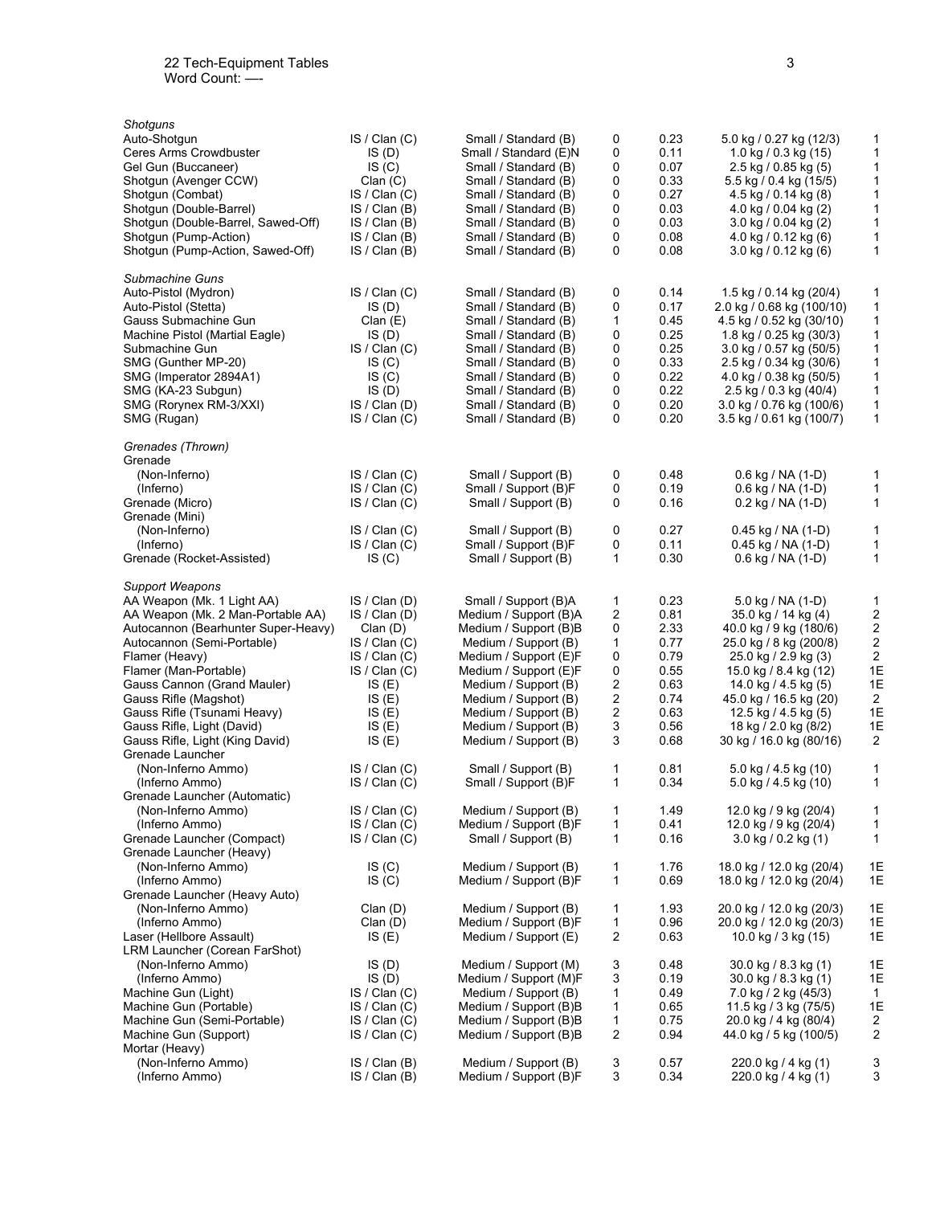| | | | | | | |
|---|---|---|---|---|---|---|
| *Shotguns* | | | | | | |
| Auto-Shotgun | IS / Clan (C) | Small / Standard (B) | 0 | 0.23 | 5.0 kg / 0.27 kg (12/3) | 1 |
| Ceres Arms Crowdbuster | IS (D) | Small / Standard (E)N | 0 | 0.11 | 1.0 kg / 0.3 kg (15) | 1 |
| Gel Gun (Buccaneer) | IS (C) | Small / Standard (B) | 0 | 0.07 | 2.5 kg / 0.85 kg (5) | 1 |
| Shotgun (Avenger CCW) | Clan (C) | Small / Standard (B) | 0 | 0.33 | 5.5 kg / 0.4 kg (15/5) | 1 |
| Shotgun (Combat) | IS / Clan (C) | Small / Standard (B) | 0 | 0.27 | 4.5 kg / 0.14 kg (8) | 1 |
| Shotgun (Double-Barrel) | IS / Clan (B) | Small / Standard (B) | 0 | 0.03 | 4.0 kg / 0.04 kg (2) | 1 |
| Shotgun (Double-Barrel, Sawed-Off) | IS / Clan (B) | Small / Standard (B) | 0 | 0.03 | 3.0 kg / 0.04 kg (2) | 1 |
| Shotgun (Pump-Action) | IS / Clan (B) | Small / Standard (B) | 0 | 0.08 | 4.0 kg / 0.12 kg (6) | 1 |
| Shotgun (Pump-Action, Sawed-Off) | IS / Clan (B) | Small / Standard (B) | 0 | 0.08 | 3.0 kg / 0.12 kg (6) | 1 |
| *Submachine Guns* | | | | | | |
| Auto-Pistol (Mydron) | IS / Clan (C) | Small / Standard (B) | 0 | 0.14 | 1.5 kg / 0.14 kg (20/4) | 1 |
| Auto-Pistol (Stetta) | IS (D) | Small / Standard (B) | 0 | 0.17 | 2.0 kg / 0.68 kg (100/10) | 1 |
| Gauss Submachine Gun | Clan (E) | Small / Standard (B) | 1 | 0.45 | 4.5 kg / 0.52 kg (30/10) | 1 |
| Machine Pistol (Martial Eagle) | IS (D) | Small / Standard (B) | 0 | 0.25 | 1.8 kg / 0.25 kg (30/3) | 1 |
| Submachine Gun | IS / Clan (C) | Small / Standard (B) | 0 | 0.25 | 3.0 kg / 0.57 kg (50/5) | 1 |
| SMG (Gunther MP-20) | IS (C) | Small / Standard (B) | 0 | 0.33 | 2.5 kg / 0.34 kg (30/6) | 1 |
| SMG (Imperator 2894A1) | IS (C) | Small / Standard (B) | 0 | 0.22 | 4.0 kg / 0.38 kg (50/5) | 1 |
| SMG (KA-23 Subgun) | IS (D) | Small / Standard (B) | 0 | 0.22 | 2.5 kg / 0.3 kg (40/4) | 1 |
| SMG (Rorynex RM-3/XXI) | IS / Clan (D) | Small / Standard (B) | 0 | 0.20 | 3.0 kg / 0.76 kg (100/6) | 1 |
| SMG (Rugan) | IS / Clan (C) | Small / Standard (B) | 0 | 0.20 | 3.5 kg / 0.61 kg (100/7) | 1 |
| *Grenades (Thrown)* | | | | | | |
| Grenade | | | | | | |
| (Non-Inferno) | IS / Clan (C) | Small / Support (B) | 0 | 0.48 | 0.6 kg / NA (1-D) | 1 |
| (Inferno) | IS / Clan (C) | Small / Support (B)F | 0 | 0.19 | 0.6 kg / NA (1-D) | 1 |
| Grenade (Micro) | IS / Clan (C) | Small / Support (B) | 0 | 0.16 | 0.2 kg / NA (1-D) | 1 |
| Grenade (Mini) | | | | | | |
| (Non-Inferno) | IS / Clan (C) | Small / Support (B) | 0 | 0.27 | 0.45 kg / NA (1-D) | 1 |
| (Inferno) | IS / Clan (C) | Small / Support (B)F | 0 | 0.11 | 0.45 kg / NA (1-D) | 1 |
| Grenade (Rocket-Assisted) | IS (C) | Small / Support (B) | 1 | 0.30 | 0.6 kg / NA (1-D) | 1 |
| *Support Weapons* | | | | | | |
| AA Weapon (Mk. 1 Light AA) | IS / Clan (D) | Small / Support (B)A | 1 | 0.23 | 5.0 kg / NA (1-D) | 1 |
| AA Weapon (Mk. 2 Man-Portable AA) | IS / Clan (D) | Medium / Support (B)A | 2 | 0.81 | 35.0 kg / 14 kg (4) | 2 |
| Autocannon (Bearhunter Super-Heavy) | Clan (D) | Medium / Support (B)B | 0 | 2.33 | 40.0 kg / 9 kg (180/6) | 2 |
| Autocannon (Semi-Portable) | IS / Clan (C) | Medium / Support (B) | 1 | 0.77 | 25.0 kg / 8 kg (200/8) | 2 |
| Flamer (Heavy) | IS / Clan (C) | Medium / Support (E)F | 0 | 0.79 | 25.0 kg / 2.9 kg (3) | 2 |
| Flamer (Man-Portable) | IS / Clan (C) | Medium / Support (E)F | 0 | 0.55 | 15.0 kg / 8.4 kg (12) | 1E |
| Gauss Cannon (Grand Mauler) | IS (E) | Medium / Support (B) | 2 | 0.63 | 14.0 kg / 4.5 kg (5) | 1E |
| Gauss Rifle (Magshot) | IS (E) | Medium / Support (B) | 2 | 0.74 | 45.0 kg / 16.5 kg (20) | 2 |
| Gauss Rifle (Tsunami Heavy) | IS (E) | Medium / Support (B) | 2 | 0.63 | 12.5 kg / 4.5 kg (5) | 1E |
| Gauss Rifle, Light (David) | IS (E) | Medium / Support (B) | 3 | 0.56 | 18 kg / 2.0 kg (8/2) | 1E |
| Gauss Rifle, Light (King David) | IS (E) | Medium / Support (B) | 3 | 0.68 | 30 kg / 16.0 kg (80/16) | 2 |
| Grenade Launcher | | | | | | |
| (Non-Inferno Ammo) | IS / Clan (C) | Small / Support (B) | 1 | 0.81 | 5.0 kg / 4.5 kg (10) | 1 |
| (Inferno Ammo) | IS / Clan (C) | Small / Support (B)F | 1 | 0.34 | 5.0 kg / 4.5 kg (10) | 1 |
| Grenade Launcher (Automatic) | | | | | | |
| (Non-Inferno Ammo) | IS / Clan (C) | Medium / Support (B) | 1 | 1.49 | 12.0 kg / 9 kg (20/4) | 1 |
| (Inferno Ammo) | IS / Clan (C) | Medium / Support (B)F | 1 | 0.41 | 12.0 kg / 9 kg (20/4) | 1 |
| Grenade Launcher (Compact) | IS / Clan (C) | Small / Support (B) | 1 | 0.16 | 3.0 kg / 0.2 kg (1) | 1 |
| Grenade Launcher (Heavy) | | | | | | |
| (Non-Inferno Ammo) | IS (C) | Medium / Support (B) | 1 | 1.76 | 18.0 kg / 12.0 kg (20/4) | 1E |
| (Inferno Ammo) | IS (C) | Medium / Support (B)F | 1 | 0.69 | 18.0 kg / 12.0 kg (20/4) | 1E |
| Grenade Launcher (Heavy Auto) | | | | | | |
| (Non-Inferno Ammo) | Clan (D) | Medium / Support (B) | 1 | 1.93 | 20.0 kg / 12.0 kg (20/3) | 1E |
| (Inferno Ammo) | Clan (D) | Medium / Support (B)F | 1 | 0.96 | 20.0 kg / 12.0 kg (20/3) | 1E |
| Laser (Hellbore Assault) | IS (E) | Medium / Support (E) | 2 | 0.63 | 10.0 kg / 3 kg (15) | 1E |
| LRM Launcher (Corean FarShot) | | | | | | |
| (Non-Inferno Ammo) | IS (D) | Medium / Support (M) | 3 | 0.48 | 30.0 kg / 8.3 kg (1) | 1E |
| (Inferno Ammo) | IS (D) | Medium / Support (M)F | 3 | 0.19 | 30.0 kg / 8.3 kg (1) | 1E |
| Machine Gun (Light) | IS / Clan (C) | Medium / Support (B) | 1 | 0.49 | 7.0 kg / 2 kg (45/3) | 1 |
| Machine Gun (Portable) | IS / Clan (C) | Medium / Support (B)B | 1 | 0.65 | 11.5 kg / 3 kg (75/5) | 1E |
| Machine Gun (Semi-Portable) | IS / Clan (C) | Medium / Support (B)B | 1 | 0.75 | 20.0 kg / 4 kg (80/4) | 2 |
| Machine Gun (Support) | IS / Clan (C) | Medium / Support (B)B | 2 | 0.94 | 44.0 kg / 5 kg (100/5) | 2 |
| Mortar (Heavy) | | | | | | |
| (Non-Inferno Ammo) | IS / Clan (B) | Medium / Support (B) | 3 | 0.57 | 220.0 kg / 4 kg (1) | 3 |
| (Inferno Ammo) | IS / Clan (B) | Medium / Support (B)F | 3 | 0.34 | 220.0 kg / 4 kg (1) | 3 |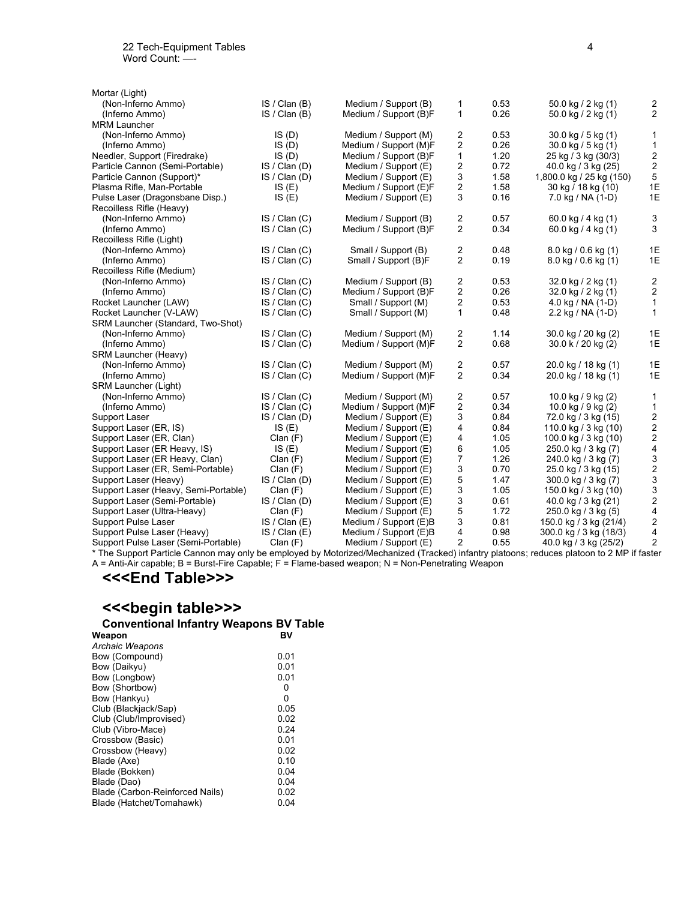| | | | | | | |
|---|---|---|---|---|---|---|
| Mortar (Light) | | | | | | |
| (Non-Inferno Ammo) | IS / Clan (B) | Medium / Support (B) | 1 | 0.53 | 50.0 kg / 2 kg (1) | 2 |
| (Inferno Ammo) | IS / Clan (B) | Medium / Support (B)F | 1 | 0.26 | 50.0 kg / 2 kg (1) | 2 |
| MRM Launcher | | | | | | |
| (Non-Inferno Ammo) | IS (D) | Medium / Support (M) | 2 | 0.53 | 30.0 kg / 5 kg (1) | 1 |
| (Inferno Ammo) | IS (D) | Medium / Support (M)F | 2 | 0.26 | 30.0 kg / 5 kg (1) | 1 |
| Needler, Support (Firedrake) | IS (D) | Medium / Support (B)F | 1 | 1.20 | 25 kg / 3 kg (30/3) | 2 |
| Particle Cannon (Semi-Portable) | IS / Clan (D) | Medium / Support (E) | 2 | 0.72 | 40.0 kg / 3 kg (25) | 2 |
| Particle Cannon (Support)* | IS / Clan (D) | Medium / Support (E) | 3 | 1.58 | 1,800.0 kg / 25 kg (150) | 5 |
| Plasma Rifle, Man-Portable | IS (E) | Medium / Support (E)F | 2 | 1.58 | 30 kg / 18 kg (10) | 1E |
| Pulse Laser (Dragonsbane Disp.) | IS (E) | Medium / Support (E) | 3 | 0.16 | 7.0 kg / NA (1-D) | 1E |
| Recoilless Rifle (Heavy) | | | | | | |
| (Non-Inferno Ammo) | IS / Clan (C) | Medium / Support (B) | 2 | 0.57 | 60.0 kg / 4 kg (1) | 3 |
| (Inferno Ammo) | IS / Clan (C) | Medium / Support (B)F | 2 | 0.34 | 60.0 kg / 4 kg (1) | 3 |
| Recoilless Rifle (Light) | | | | | | |
| (Non-Inferno Ammo) | IS / Clan (C) | Small / Support (B) | 2 | 0.48 | 8.0 kg / 0.6 kg (1) | 1E |
| (Inferno Ammo) | IS / Clan (C) | Small / Support (B)F | 2 | 0.19 | 8.0 kg / 0.6 kg (1) | 1E |
| Recoilless Rifle (Medium) | | | | | | |
| (Non-Inferno Ammo) | IS / Clan (C) | Medium / Support (B) | 2 | 0.53 | 32.0 kg / 2 kg (1) | 2 |
| (Inferno Ammo) | IS / Clan (C) | Medium / Support (B)F | 2 | 0.26 | 32.0 kg / 2 kg (1) | 2 |
| Rocket Launcher (LAW) | IS / Clan (C) | Small / Support (M) | 2 | 0.53 | 4.0 kg / NA (1-D) | 1 |
| Rocket Launcher (V-LAW) | IS / Clan (C) | Small / Support (M) | 1 | 0.48 | 2.2 kg / NA (1-D) | 1 |
| SRM Launcher (Standard, Two-Shot) | | | | | | |
| (Non-Inferno Ammo) | IS / Clan (C) | Medium / Support (M) | 2 | 1.14 | 30.0 kg / 20 kg (2) | 1E |
| (Inferno Ammo) | IS / Clan (C) | Medium / Support (M)F | 2 | 0.68 | 30.0 k / 20 kg (2) | 1E |
| SRM Launcher (Heavy) | | | | | | |
| (Non-Inferno Ammo) | IS / Clan (C) | Medium / Support (M) | 2 | 0.57 | 20.0 kg / 18 kg (1) | 1E |
| (Inferno Ammo) | IS / Clan (C) | Medium / Support (M)F | 2 | 0.34 | 20.0 kg / 18 kg (1) | 1E |
| SRM Launcher (Light) | | | | | | |
| (Non-Inferno Ammo) | IS / Clan (C) | Medium / Support (M) | 2 | 0.57 | 10.0 kg / 9 kg (2) | 1 |
| (Inferno Ammo) | IS / Clan (C) | Medium / Support (M)F | 2 | 0.34 | 10.0 kg / 9 kg (2) | 1 |
| Support Laser | IS / Clan (D) | Medium / Support (E) | 3 | 0.84 | 72.0 kg / 3 kg (15) | 2 |
| Support Laser (ER, IS) | IS (E) | Medium / Support (E) | 4 | 0.84 | 110.0 kg / 3 kg (10) | 2 |
| Support Laser (ER, Clan) | Clan (F) | Medium / Support (E) | 4 | 1.05 | 100.0 kg / 3 kg (10) | 2 |
| Support Laser (ER Heavy, IS) | IS (E) | Medium / Support (E) | 6 | 1.05 | 250.0 kg / 3 kg (7) | 4 |
| Support Laser (ER Heavy, Clan) | Clan (F) | Medium / Support (E) | 7 | 1.26 | 240.0 kg / 3 kg (7) | 3 |
| Support Laser (ER, Semi-Portable) | Clan (F) | Medium / Support (E) | 3 | 0.70 | 25.0 kg / 3 kg (15) | 2 |
| Support Laser (Heavy) | IS / Clan (D) | Medium / Support (E) | 5 | 1.47 | 300.0 kg / 3 kg (7) | 3 |
| Support Laser (Heavy, Semi-Portable) | Clan (F) | Medium / Support (E) | 3 | 1.05 | 150.0 kg / 3 kg (10) | 3 |
| Support Laser (Semi-Portable) | IS / Clan (D) | Medium / Support (E) | 3 | 0.61 | 40.0 kg / 3 kg (21) | 2 |
| Support Laser (Ultra-Heavy) | Clan (F) | Medium / Support (E) | 5 | 1.72 | 250.0 kg / 3 kg (5) | 4 |
| Support Pulse Laser | IS / Clan (E) | Medium / Support (E)B | 3 | 0.81 | 150.0 kg / 3 kg (21/4) | 2 |
| Support Pulse Laser (Heavy) | IS / Clan (E) | Medium / Support (E)B | 4 | 0.98 | 300.0 kg / 3 kg (18/3) | 4 |
| Support Pulse Laser (Semi-Portable) | Clan (F) | Medium / Support (E) | 2 | 0.55 | 40.0 kg / 3 kg (25/2) | 2 |

* The Support Particle Cannon may only be employed by Motorized/Mechanized (Tracked) infantry platoons; reduces platoon to 2 MP if faster

A = Anti-Air capable; B = Burst-Fire Capable; F = Flame-based weapon; N = Non-Penetrating Weapon

## <<<End Table>>>

## <<<begin table>>>

### Conventional Infantry Weapons BV Table

| Weapon | BV |
|---|---|
| *Archaic Weapons* | |
| Bow (Compound) | 0.01 |
| Bow (Daikyu) | 0.01 |
| Bow (Longbow) | 0.01 |
| Bow (Shortbow) | 0 |
| Bow (Hankyu) | 0 |
| Club (Blackjack/Sap) | 0.05 |
| Club (Club/Improvised) | 0.02 |
| Club (Vibro-Mace) | 0.24 |
| Crossbow (Basic) | 0.01 |
| Crossbow (Heavy) | 0.02 |
| Blade (Axe) | 0.10 |
| Blade (Bokken) | 0.04 |
| Blade (Dao) | 0.04 |
| Blade (Carbon-Reinforced Nails) | 0.02 |
| Blade (Hatchet/Tomahawk) | 0.04 |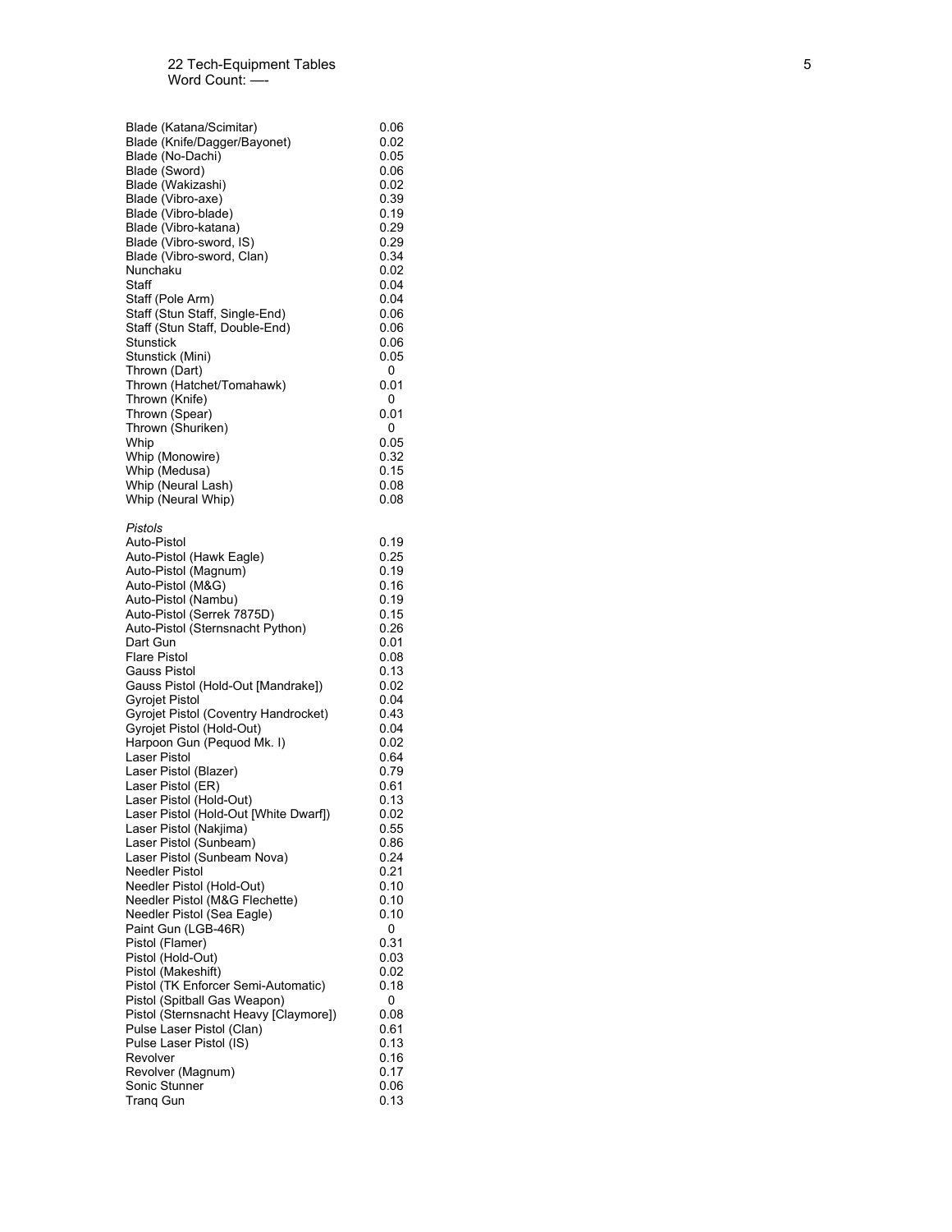| | |
|---|---|
| Blade (Katana/Scimitar) | 0.06 |
| Blade (Knife/Dagger/Bayonet) | 0.02 |
| Blade (No-Dachi) | 0.05 |
| Blade (Sword) | 0.06 |
| Blade (Wakizashi) | 0.02 |
| Blade (Vibro-axe) | 0.39 |
| Blade (Vibro-blade) | 0.19 |
| Blade (Vibro-katana) | 0.29 |
| Blade (Vibro-sword, IS) | 0.29 |
| Blade (Vibro-sword, Clan) | 0.34 |
| Nunchaku | 0.02 |
| Staff | 0.04 |
| Staff (Pole Arm) | 0.04 |
| Staff (Stun Staff, Single-End) | 0.06 |
| Staff (Stun Staff, Double-End) | 0.06 |
| Stunstick | 0.06 |
| Stunstick (Mini) | 0.05 |
| Thrown (Dart) | 0 |
| Thrown (Hatchet/Tomahawk) | 0.01 |
| Thrown (Knife) | 0 |
| Thrown (Spear) | 0.01 |
| Thrown (Shuriken) | 0 |
| Whip | 0.05 |
| Whip (Monowire) | 0.32 |
| Whip (Medusa) | 0.15 |
| Whip (Neural Lash) | 0.08 |
| Whip (Neural Whip) | 0.08 |

*Pistols*

| | |
|---|---|
| Auto-Pistol | 0.19 |
| Auto-Pistol (Hawk Eagle) | 0.25 |
| Auto-Pistol (Magnum) | 0.19 |
| Auto-Pistol (M&G) | 0.16 |
| Auto-Pistol (Nambu) | 0.19 |
| Auto-Pistol (Serrek 7875D) | 0.15 |
| Auto-Pistol (Sternsnacht Python) | 0.26 |
| Dart Gun | 0.01 |
| Flare Pistol | 0.08 |
| Gauss Pistol | 0.13 |
| Gauss Pistol (Hold-Out [Mandrake]) | 0.02 |
| Gyrojet Pistol | 0.04 |
| Gyrojet Pistol (Coventry Handrocket) | 0.43 |
| Gyrojet Pistol (Hold-Out) | 0.04 |
| Harpoon Gun (Pequod Mk. I) | 0.02 |
| Laser Pistol | 0.64 |
| Laser Pistol (Blazer) | 0.79 |
| Laser Pistol (ER) | 0.61 |
| Laser Pistol (Hold-Out) | 0.13 |
| Laser Pistol (Hold-Out [White Dwarf]) | 0.02 |
| Laser Pistol (Nakjima) | 0.55 |
| Laser Pistol (Sunbeam) | 0.86 |
| Laser Pistol (Sunbeam Nova) | 0.24 |
| Needler Pistol | 0.21 |
| Needler Pistol (Hold-Out) | 0.10 |
| Needler Pistol (M&G Flechette) | 0.10 |
| Needler Pistol (Sea Eagle) | 0.10 |
| Paint Gun (LGB-46R) | 0 |
| Pistol (Flamer) | 0.31 |
| Pistol (Hold-Out) | 0.03 |
| Pistol (Makeshift) | 0.02 |
| Pistol (TK Enforcer Semi-Automatic) | 0.18 |
| Pistol (Spitball Gas Weapon) | 0 |
| Pistol (Sternsnacht Heavy [Claymore]) | 0.08 |
| Pulse Laser Pistol (Clan) | 0.61 |
| Pulse Laser Pistol (IS) | 0.13 |
| Revolver | 0.16 |
| Revolver (Magnum) | 0.17 |
| Sonic Stunner | 0.06 |
| Tranq Gun | 0.13 |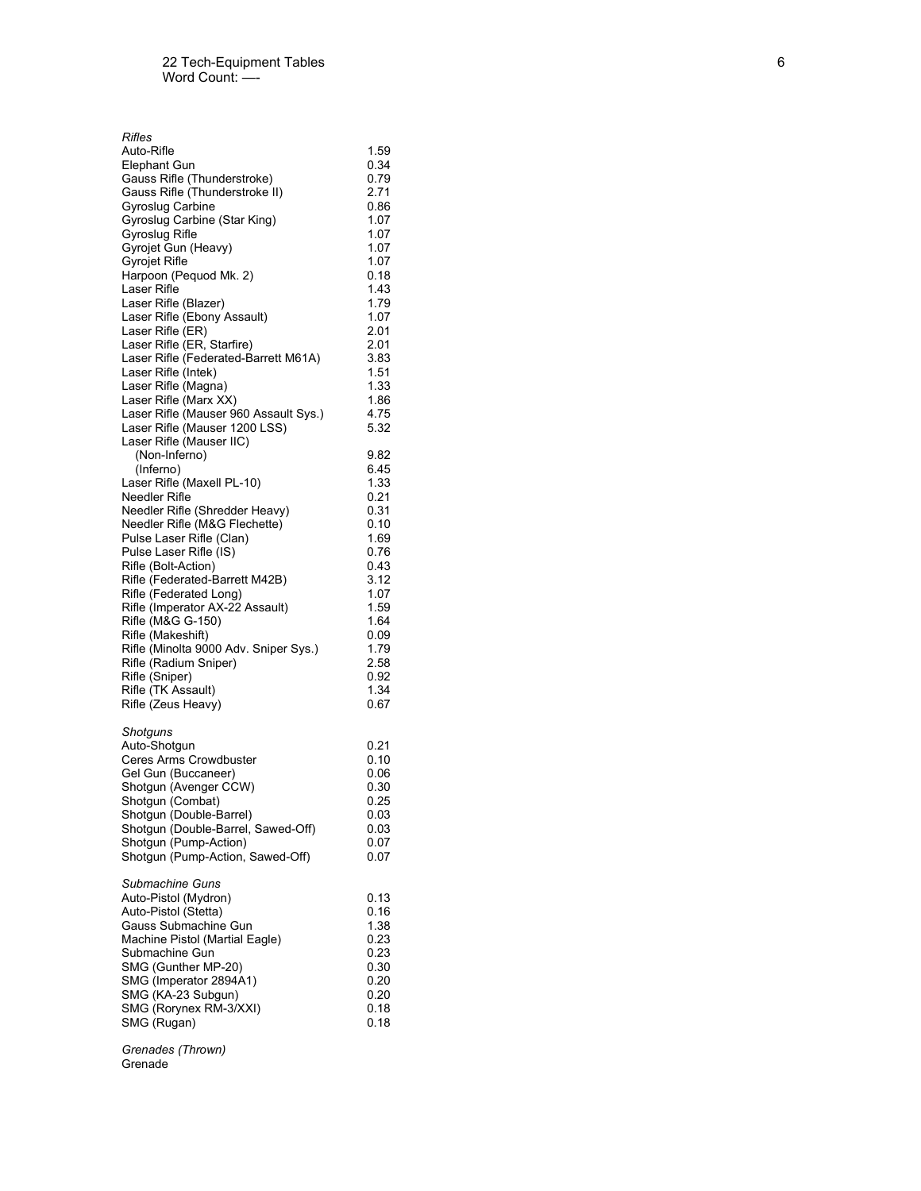*Rifles*

| | |
|---|---|
| Auto-Rifle | 1.59 |
| Elephant Gun | 0.34 |
| Gauss Rifle (Thunderstroke) | 0.79 |
| Gauss Rifle (Thunderstroke II) | 2.71 |
| Gyroslug Carbine | 0.86 |
| Gyroslug Carbine (Star King) | 1.07 |
| Gyroslug Rifle | 1.07 |
| Gyrojet Gun (Heavy) | 1.07 |
| Gyrojet Rifle | 1.07 |
| Harpoon (Pequod Mk. 2) | 0.18 |
| Laser Rifle | 1.43 |
| Laser Rifle (Blazer) | 1.79 |
| Laser Rifle (Ebony Assault) | 1.07 |
| Laser Rifle (ER) | 2.01 |
| Laser Rifle (ER, Starfire) | 2.01 |
| Laser Rifle (Federated-Barrett M61A) | 3.83 |
| Laser Rifle (Intek) | 1.51 |
| Laser Rifle (Magna) | 1.33 |
| Laser Rifle (Marx XX) | 1.86 |
| Laser Rifle (Mauser 960 Assault Sys.) | 4.75 |
| Laser Rifle (Mauser 1200 LSS) | 5.32 |
| Laser Rifle (Mauser IIC) | |
| (Non-Inferno) | 9.82 |
| (Inferno) | 6.45 |
| Laser Rifle (Maxell PL-10) | 1.33 |
| Needler Rifle | 0.21 |
| Needler Rifle (Shredder Heavy) | 0.31 |
| Needler Rifle (M&G Flechette) | 0.10 |
| Pulse Laser Rifle (Clan) | 1.69 |
| Pulse Laser Rifle (IS) | 0.76 |
| Rifle (Bolt-Action) | 0.43 |
| Rifle (Federated-Barrett M42B) | 3.12 |
| Rifle (Federated Long) | 1.07 |
| Rifle (Imperator AX-22 Assault) | 1.59 |
| Rifle (M&G G-150) | 1.64 |
| Rifle (Makeshift) | 0.09 |
| Rifle (Minolta 9000 Adv. Sniper Sys.) | 1.79 |
| Rifle (Radium Sniper) | 2.58 |
| Rifle (Sniper) | 0.92 |
| Rifle (TK Assault) | 1.34 |
| Rifle (Zeus Heavy) | 0.67 |

*Shotguns*

| | |
|---|---|
| Auto-Shotgun | 0.21 |
| Ceres Arms Crowdbuster | 0.10 |
| Gel Gun (Buccaneer) | 0.06 |
| Shotgun (Avenger CCW) | 0.30 |
| Shotgun (Combat) | 0.25 |
| Shotgun (Double-Barrel) | 0.03 |
| Shotgun (Double-Barrel, Sawed-Off) | 0.03 |
| Shotgun (Pump-Action) | 0.07 |
| Shotgun (Pump-Action, Sawed-Off) | 0.07 |

*Submachine Guns*

| | |
|---|---|
| Auto-Pistol (Mydron) | 0.13 |
| Auto-Pistol (Stetta) | 0.16 |
| Gauss Submachine Gun | 1.38 |
| Machine Pistol (Martial Eagle) | 0.23 |
| Submachine Gun | 0.23 |
| SMG (Gunther MP-20) | 0.30 |
| SMG (Imperator 2894A1) | 0.20 |
| SMG (KA-23 Subgun) | 0.20 |
| SMG (Rorynex RM-3/XXI) | 0.18 |
| SMG (Rugan) | 0.18 |

*Grenades (Thrown)*

Grenade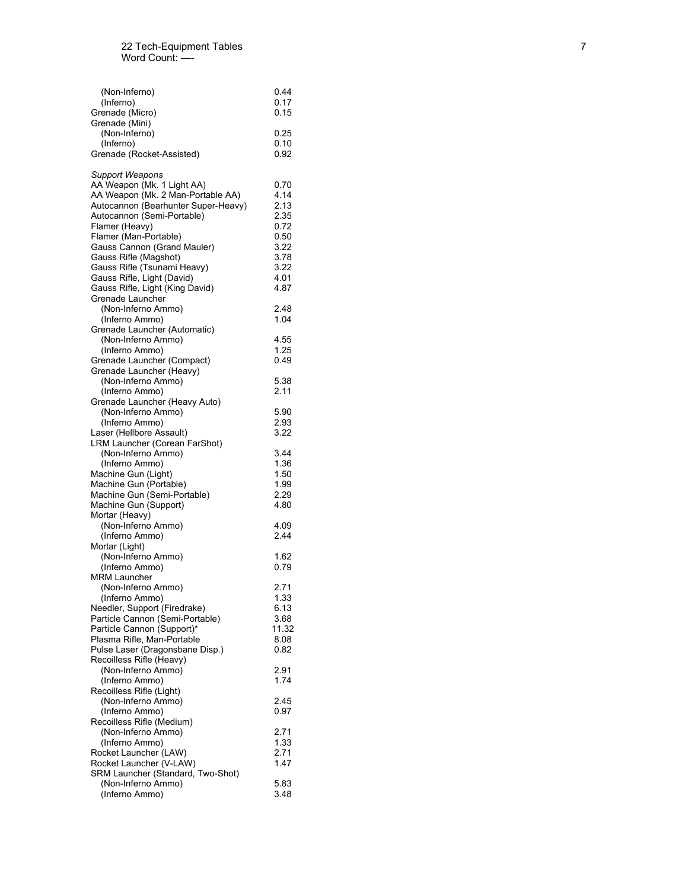| | |
|---|---|
| (Non-Inferno) | 0.44 |
| (Inferno) | 0.17 |
| Grenade (Micro) | 0.15 |
| Grenade (Mini) | |
| (Non-Inferno) | 0.25 |
| (Inferno) | 0.10 |
| Grenade (Rocket-Assisted) | 0.92 |
| | |
| *Support Weapons* | |
| AA Weapon (Mk. 1 Light AA) | 0.70 |
| AA Weapon (Mk. 2 Man-Portable AA) | 4.14 |
| Autocannon (Bearhunter Super-Heavy) | 2.13 |
| Autocannon (Semi-Portable) | 2.35 |
| Flamer (Heavy) | 0.72 |
| Flamer (Man-Portable) | 0.50 |
| Gauss Cannon (Grand Mauler) | 3.22 |
| Gauss Rifle (Magshot) | 3.78 |
| Gauss Rifle (Tsunami Heavy) | 3.22 |
| Gauss Rifle, Light (David) | 4.01 |
| Gauss Rifle, Light (King David) | 4.87 |
| Grenade Launcher | |
| (Non-Inferno Ammo) | 2.48 |
| (Inferno Ammo) | 1.04 |
| Grenade Launcher (Automatic) | |
| (Non-Inferno Ammo) | 4.55 |
| (Inferno Ammo) | 1.25 |
| Grenade Launcher (Compact) | 0.49 |
| Grenade Launcher (Heavy) | |
| (Non-Inferno Ammo) | 5.38 |
| (Inferno Ammo) | 2.11 |
| Grenade Launcher (Heavy Auto) | |
| (Non-Inferno Ammo) | 5.90 |
| (Inferno Ammo) | 2.93 |
| Laser (Hellbore Assault) | 3.22 |
| LRM Launcher (Corean FarShot) | |
| (Non-Inferno Ammo) | 3.44 |
| (Inferno Ammo) | 1.36 |
| Machine Gun (Light) | 1.50 |
| Machine Gun (Portable) | 1.99 |
| Machine Gun (Semi-Portable) | 2.29 |
| Machine Gun (Support) | 4.80 |
| Mortar (Heavy) | |
| (Non-Inferno Ammo) | 4.09 |
| (Inferno Ammo) | 2.44 |
| Mortar (Light) | |
| (Non-Inferno Ammo) | 1.62 |
| (Inferno Ammo) | 0.79 |
| MRM Launcher | |
| (Non-Inferno Ammo) | 2.71 |
| (Inferno Ammo) | 1.33 |
| Needler, Support (Firedrake) | 6.13 |
| Particle Cannon (Semi-Portable) | 3.68 |
| Particle Cannon (Support)* | 11.32 |
| Plasma Rifle, Man-Portable | 8.08 |
| Pulse Laser (Dragonsbane Disp.) | 0.82 |
| Recoilless Rifle (Heavy) | |
| (Non-Inferno Ammo) | 2.91 |
| (Inferno Ammo) | 1.74 |
| Recoilless Rifle (Light) | |
| (Non-Inferno Ammo) | 2.45 |
| (Inferno Ammo) | 0.97 |
| Recoilless Rifle (Medium) | |
| (Non-Inferno Ammo) | 2.71 |
| (Inferno Ammo) | 1.33 |
| Rocket Launcher (LAW) | 2.71 |
| Rocket Launcher (V-LAW) | 1.47 |
| SRM Launcher (Standard, Two-Shot) | |
| (Non-Inferno Ammo) | 5.83 |
| (Inferno Ammo) | 3.48 |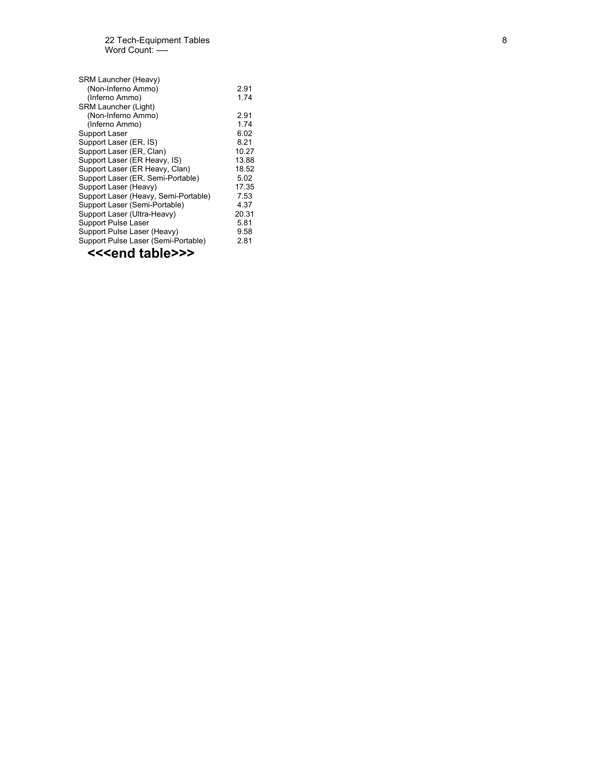| | |
|---|---|
| SRM Launcher (Heavy) | |
| (Non-Inferno Ammo) | 2.91 |
| (Inferno Ammo) | 1.74 |
| SRM Launcher (Light) | |
| (Non-Inferno Ammo) | 2.91 |
| (Inferno Ammo) | 1.74 |
| Support Laser | 6.02 |
| Support Laser (ER, IS) | 8.21 |
| Support Laser (ER, Clan) | 10.27 |
| Support Laser (ER Heavy, IS) | 13.88 |
| Support Laser (ER Heavy, Clan) | 18.52 |
| Support Laser (ER, Semi-Portable) | 5.02 |
| Support Laser (Heavy) | 17.35 |
| Support Laser (Heavy, Semi-Portable) | 7.53 |
| Support Laser (Semi-Portable) | 4.37 |
| Support Laser (Ultra-Heavy) | 20.31 |
| Support Pulse Laser | 5.81 |
| Support Pulse Laser (Heavy) | 9.58 |
| Support Pulse Laser (Semi-Portable) | 2.81 |

**<<<end table>>>**